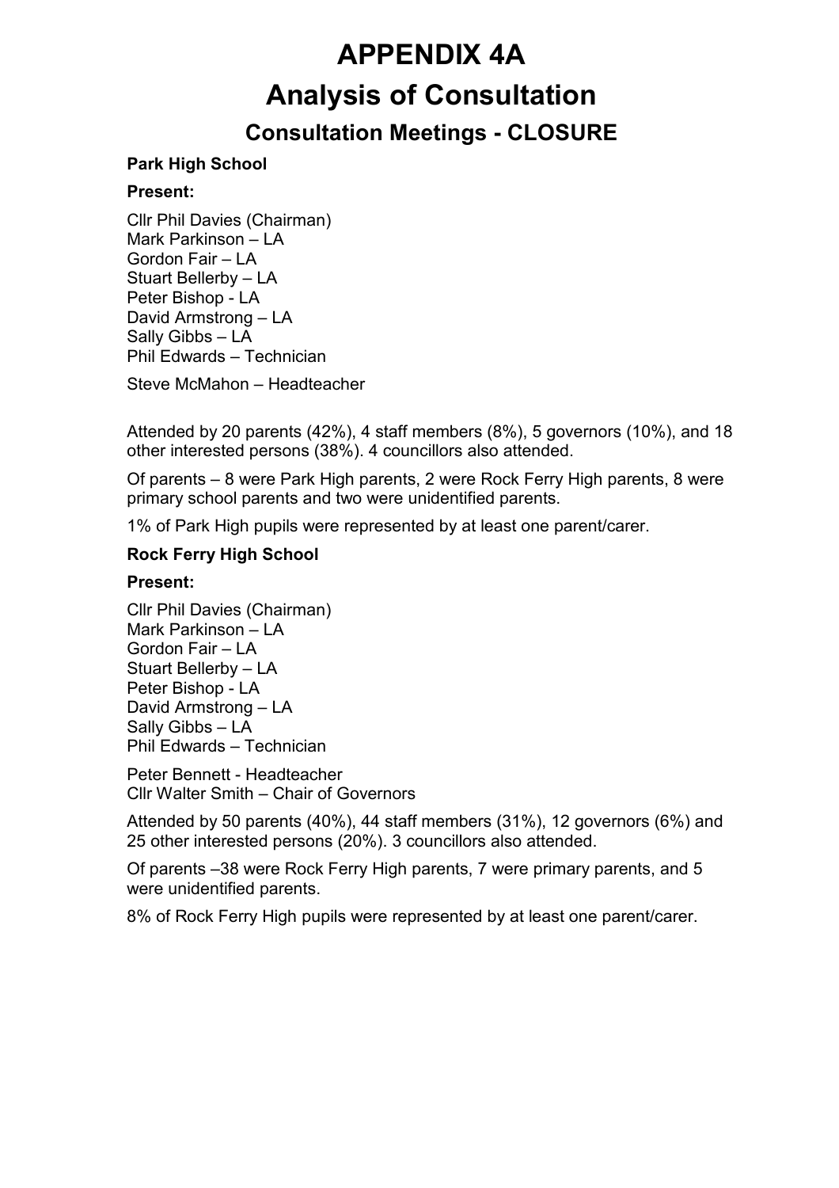# APPENDIX 4A

# Analysis of Consultation

## Consultation Meetings - CLOSURE

**Park High School**

**Present:**

Cllr Phil Davies (Chairman)
Mark Parkinson – LA
Gordon Fair – LA
Stuart Bellerby – LA
Peter Bishop - LA
David Armstrong – LA
Sally Gibbs – LA
Phil Edwards – Technician

Steve McMahon – Headteacher

Attended by 20 parents (42%), 4 staff members (8%), 5 governors (10%), and 18 other interested persons (38%). 4 councillors also attended.

Of parents – 8 were Park High parents, 2 were Rock Ferry High parents, 8 were primary school parents and two were unidentified parents.

1% of Park High pupils were represented by at least one parent/carer.

**Rock Ferry High School**

**Present:**

Cllr Phil Davies (Chairman)
Mark Parkinson – LA
Gordon Fair – LA
Stuart Bellerby – LA
Peter Bishop - LA
David Armstrong – LA
Sally Gibbs – LA
Phil Edwards – Technician

Peter Bennett - Headteacher
Cllr Walter Smith – Chair of Governors

Attended by 50 parents (40%), 44 staff members (31%), 12 governors (6%) and 25 other interested persons (20%). 3 councillors also attended.

Of parents –38 were Rock Ferry High parents, 7 were primary parents, and 5 were unidentified parents.

8% of Rock Ferry High pupils were represented by at least one parent/carer.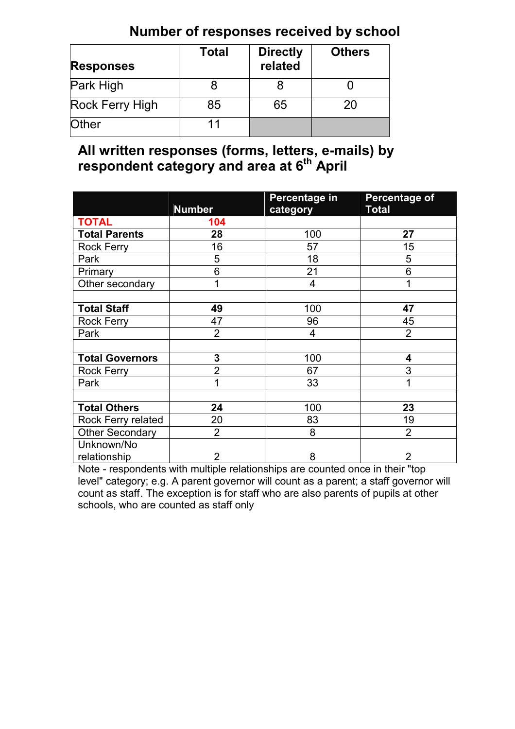## Number of responses received by school

| Responses | Total | Directly related | Others |
|---|---|---|---|
| Park High | 8 | 8 | 0 |
| Rock Ferry High | 85 | 65 | 20 |
| Other | 11 | | |

## All written responses (forms, letters, e-mails) by respondent category and area at 6th April

| | Number | Percentage in category | Percentage of Total |
|---|---|---|---|
| **TOTAL** | **104** | | |
| **Total Parents** | **28** | 100 | **27** |
| Rock Ferry | 16 | 57 | 15 |
| Park | 5 | 18 | 5 |
| Primary | 6 | 21 | 6 |
| Other secondary | 1 | 4 | 1 |
| | | | |
| **Total Staff** | **49** | 100 | **47** |
| Rock Ferry | 47 | 96 | 45 |
| Park | 2 | 4 | 2 |
| | | | |
| **Total Governors** | **3** | 100 | **4** |
| Rock Ferry | 2 | 67 | 3 |
| Park | 1 | 33 | 1 |
| | | | |
| **Total Others** | **24** | 100 | **23** |
| Rock Ferry related | 20 | 83 | 19 |
| Other Secondary | 2 | 8 | 2 |
| Unknown/No relationship | 2 | 8 | 2 |

Note - respondents with multiple relationships are counted once in their "top level" category; e.g. A parent governor will count as a parent; a staff governor will count as staff. The exception is for staff who are also parents of pupils at other schools, who are counted as staff only